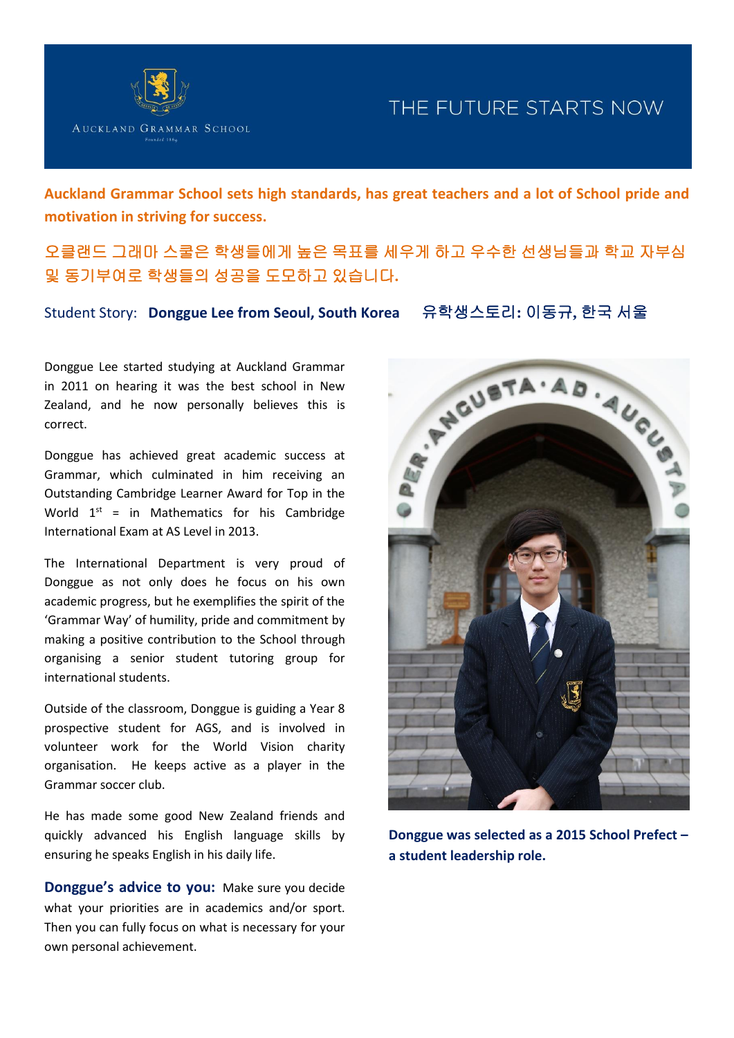AUCKLAND GRAMMAR SCHOOL

THE FUTURE STARTS NOW

**Auckland Grammar School sets high standards, has great teachers and a lot of School pride and motivation in striving for success.**

**오클랜드 그래마 스쿨은 학생들에게 높은 목표를 세우게 하고 우수한 선생님들과 학교 자부심 및 동기부여로 학생들의 성공을 도모하고 있습니다.**

Student Story: **Donggue Lee from Seoul, South Korea** 유학생스토리: 이동규, 한국 서울

Donggue Lee started studying at Auckland Grammar in 2011 on hearing it was the best school in New Zealand, and he now personally believes this is correct.

Donggue has achieved great academic success at Grammar, which culminated in him receiving an Outstanding Cambridge Learner Award for Top in the World 1st = in Mathematics for his Cambridge International Exam at AS Level in 2013.

The International Department is very proud of Donggue as not only does he focus on his own academic progress, but he exemplifies the spirit of the 'Grammar Way' of humility, pride and commitment by making a positive contribution to the School through organising a senior student tutoring group for international students.

Outside of the classroom, Donggue is guiding a Year 8 prospective student for AGS, and is involved in volunteer work for the World Vision charity organisation. He keeps active as a player in the Grammar soccer club.

He has made some good New Zealand friends and quickly advanced his English language skills by ensuring he speaks English in his daily life.

**Donggue's advice to you:** Make sure you decide what your priorities are in academics and/or sport. Then you can fully focus on what is necessary for your own personal achievement.

**Donggue was selected as a 2015 School Prefect – a student leadership role.**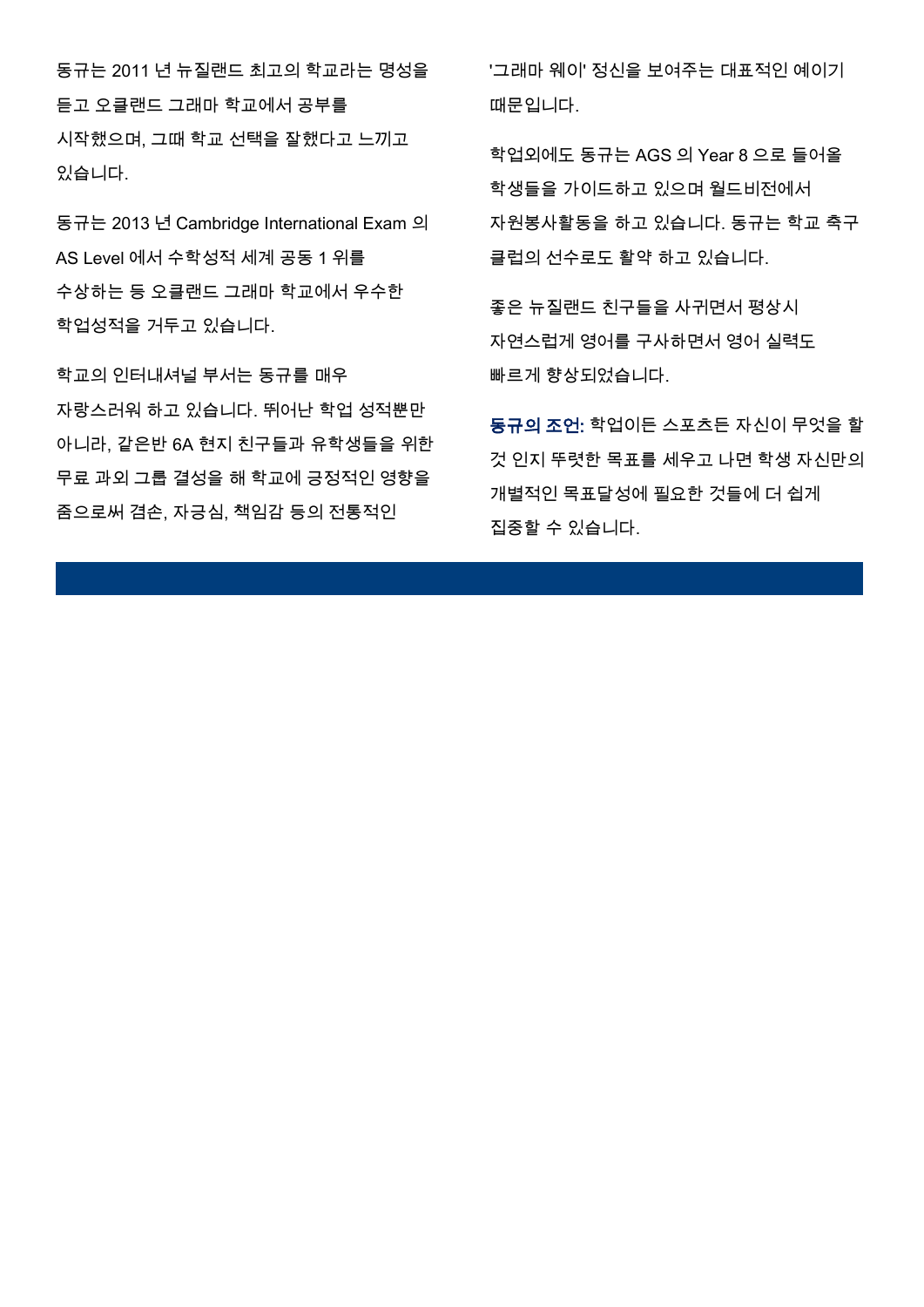동규는 2011 년 뉴질랜드 최고의 학교라는 명성을 듣고 오클랜드 그래마 학교에서 공부를 시작했으며, 그때 학교 선택을 잘했다고 느끼고 있습니다.

동규는 2013 년 Cambridge International Exam 의 AS Level 에서 수학성적 세계 공동 1 위를 수상하는 등 오클랜드 그래마 학교에서 우수한 학업성적을 거두고 있습니다.

학교의 인터내셔널 부서는 동규를 매우 자랑스러워 하고 있습니다. 뛰어난 학업 성적뿐만 아니라, 같은반 6A 현지 친구들과 유학생들을 위한 무료 과외 그룹 결성을 해 학교에 긍정적인 영향을 줌으로써 겸손, 자긍심, 책임감 등의 전통적인 '그래마 웨이' 정신을 보여주는 대표적인 예이기 때문입니다.

학업외에도 동규는 AGS 의 Year 8 으로 들어올 학생들을 가이드하고 있으며 월드비전에서 자원봉사활동을 하고 있습니다. 동규는 학교 축구 클럽의 선수로도 활약 하고 있습니다.

좋은 뉴질랜드 친구들을 사귀면서 평상시 자연스럽게 영어를 구사하면서 영어 실력도 빠르게 향상되었습니다.

**동규의 조언:** 학업이든 스포츠든 자신이 무엇을 할 것 인지 뚜렷한 목표를 세우고 나면 학생 자신만의 개별적인 목표달성에 필요한 것들에 더 쉽게 집중할 수 있습니다.